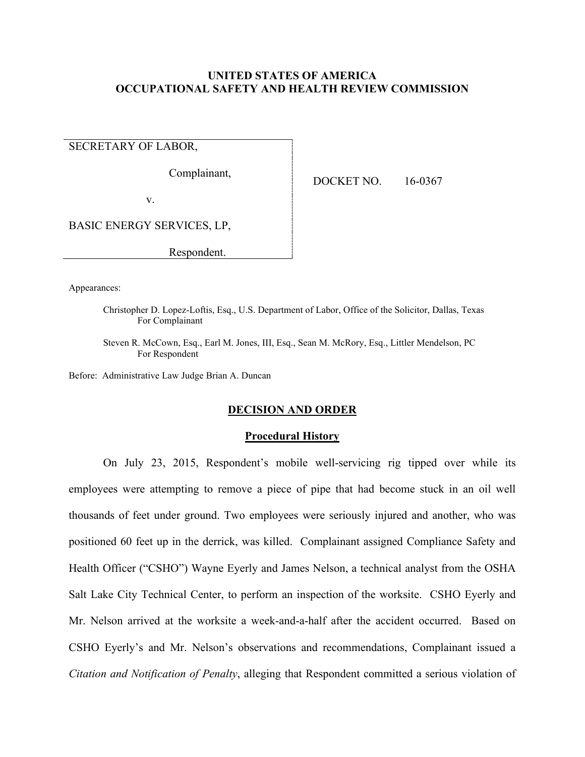**UNITED STATES OF AMERICA**
**OCCUPATIONAL SAFETY AND HEALTH REVIEW COMMISSION**

SECRETARY OF LABOR,

Complainant,

v.

BASIC ENERGY SERVICES, LP,

Respondent.

DOCKET NO. 16-0367

Appearances:

Christopher D. Lopez-Loftis, Esq., U.S. Department of Labor, Office of the Solicitor, Dallas, Texas
For Complainant

Steven R. McCown, Esq., Earl M. Jones, III, Esq., Sean M. McRory, Esq., Littler Mendelson, PC
For Respondent

Before: Administrative Law Judge Brian A. Duncan

## DECISION AND ORDER

### Procedural History

On July 23, 2015, Respondent's mobile well-servicing rig tipped over while its employees were attempting to remove a piece of pipe that had become stuck in an oil well thousands of feet under ground. Two employees were seriously injured and another, who was positioned 60 feet up in the derrick, was killed. Complainant assigned Compliance Safety and Health Officer ("CSHO") Wayne Eyerly and James Nelson, a technical analyst from the OSHA Salt Lake City Technical Center, to perform an inspection of the worksite. CSHO Eyerly and Mr. Nelson arrived at the worksite a week-and-a-half after the accident occurred. Based on CSHO Eyerly's and Mr. Nelson's observations and recommendations, Complainant issued a *Citation and Notification of Penalty*, alleging that Respondent committed a serious violation of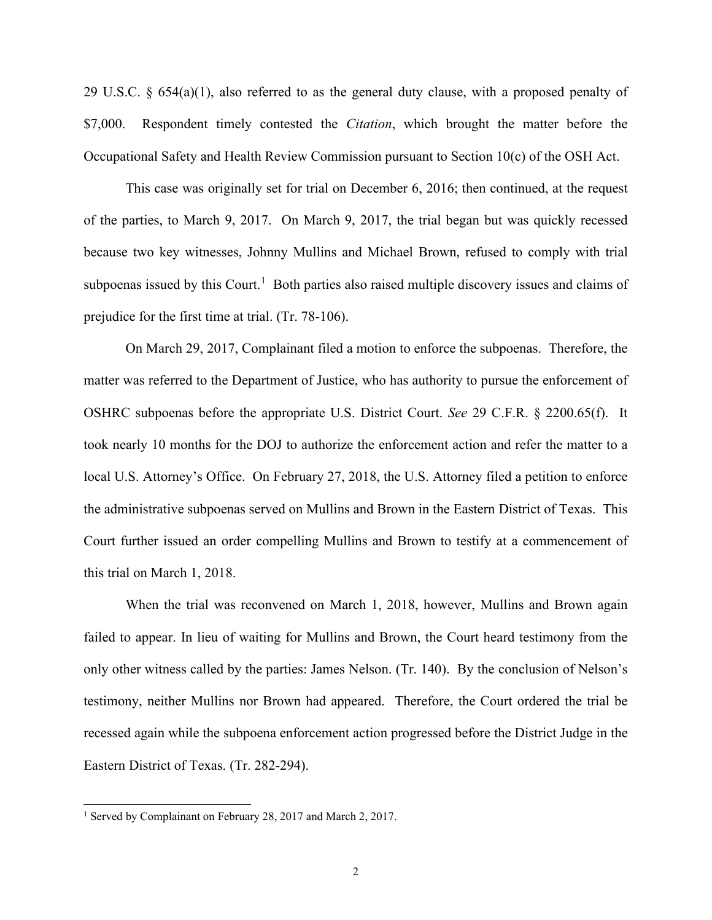29 U.S.C. § 654(a)(1), also referred to as the general duty clause, with a proposed penalty of $7,000. Respondent timely contested the *Citation*, which brought the matter before the Occupational Safety and Health Review Commission pursuant to Section 10(c) of the OSH Act.

This case was originally set for trial on December 6, 2016; then continued, at the request of the parties, to March 9, 2017. On March 9, 2017, the trial began but was quickly recessed because two key witnesses, Johnny Mullins and Michael Brown, refused to comply with trial subpoenas issued by this Court.[1] Both parties also raised multiple discovery issues and claims of prejudice for the first time at trial. (Tr. 78-106).

On March 29, 2017, Complainant filed a motion to enforce the subpoenas. Therefore, the matter was referred to the Department of Justice, who has authority to pursue the enforcement of OSHRC subpoenas before the appropriate U.S. District Court. *See* 29 C.F.R. § 2200.65(f). It took nearly 10 months for the DOJ to authorize the enforcement action and refer the matter to a local U.S. Attorney's Office. On February 27, 2018, the U.S. Attorney filed a petition to enforce the administrative subpoenas served on Mullins and Brown in the Eastern District of Texas. This Court further issued an order compelling Mullins and Brown to testify at a commencement of this trial on March 1, 2018.

When the trial was reconvened on March 1, 2018, however, Mullins and Brown again failed to appear. In lieu of waiting for Mullins and Brown, the Court heard testimony from the only other witness called by the parties: James Nelson. (Tr. 140). By the conclusion of Nelson's testimony, neither Mullins nor Brown had appeared. Therefore, the Court ordered the trial be recessed again while the subpoena enforcement action progressed before the District Judge in the Eastern District of Texas. (Tr. 282-294).

[1] Served by Complainant on February 28, 2017 and March 2, 2017.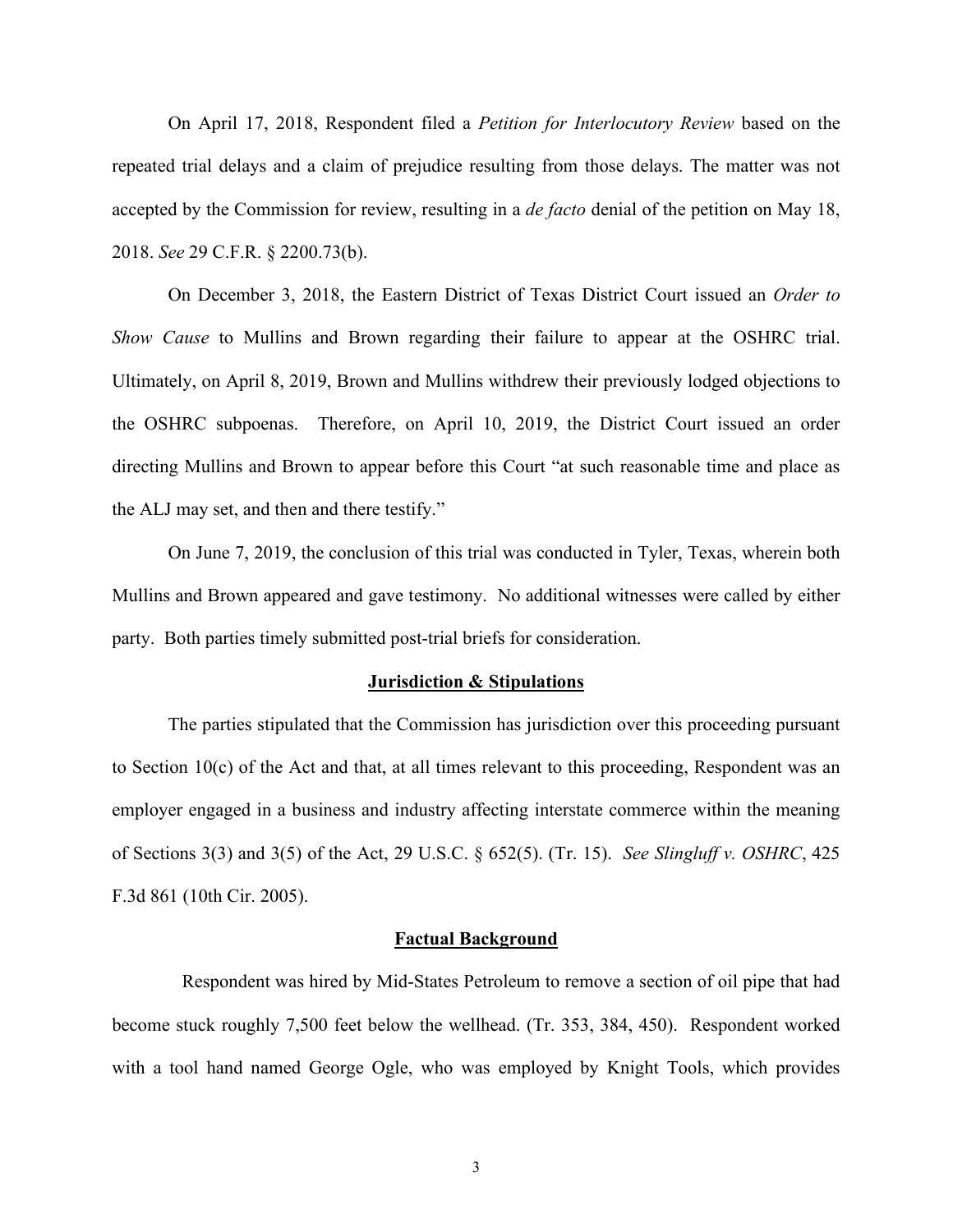On April 17, 2018, Respondent filed a *Petition for Interlocutory Review* based on the repeated trial delays and a claim of prejudice resulting from those delays. The matter was not accepted by the Commission for review, resulting in a *de facto* denial of the petition on May 18, 2018. *See* 29 C.F.R. § 2200.73(b).

On December 3, 2018, the Eastern District of Texas District Court issued an *Order to Show Cause* to Mullins and Brown regarding their failure to appear at the OSHRC trial. Ultimately, on April 8, 2019, Brown and Mullins withdrew their previously lodged objections to the OSHRC subpoenas. Therefore, on April 10, 2019, the District Court issued an order directing Mullins and Brown to appear before this Court "at such reasonable time and place as the ALJ may set, and then and there testify."

On June 7, 2019, the conclusion of this trial was conducted in Tyler, Texas, wherein both Mullins and Brown appeared and gave testimony. No additional witnesses were called by either party. Both parties timely submitted post-trial briefs for consideration.

## Jurisdiction & Stipulations

The parties stipulated that the Commission has jurisdiction over this proceeding pursuant to Section 10(c) of the Act and that, at all times relevant to this proceeding, Respondent was an employer engaged in a business and industry affecting interstate commerce within the meaning of Sections 3(3) and 3(5) of the Act, 29 U.S.C. § 652(5). (Tr. 15). *See Slingluff v. OSHRC*, 425 F.3d 861 (10th Cir. 2005).

## Factual Background

Respondent was hired by Mid-States Petroleum to remove a section of oil pipe that had become stuck roughly 7,500 feet below the wellhead. (Tr. 353, 384, 450). Respondent worked with a tool hand named George Ogle, who was employed by Knight Tools, which provides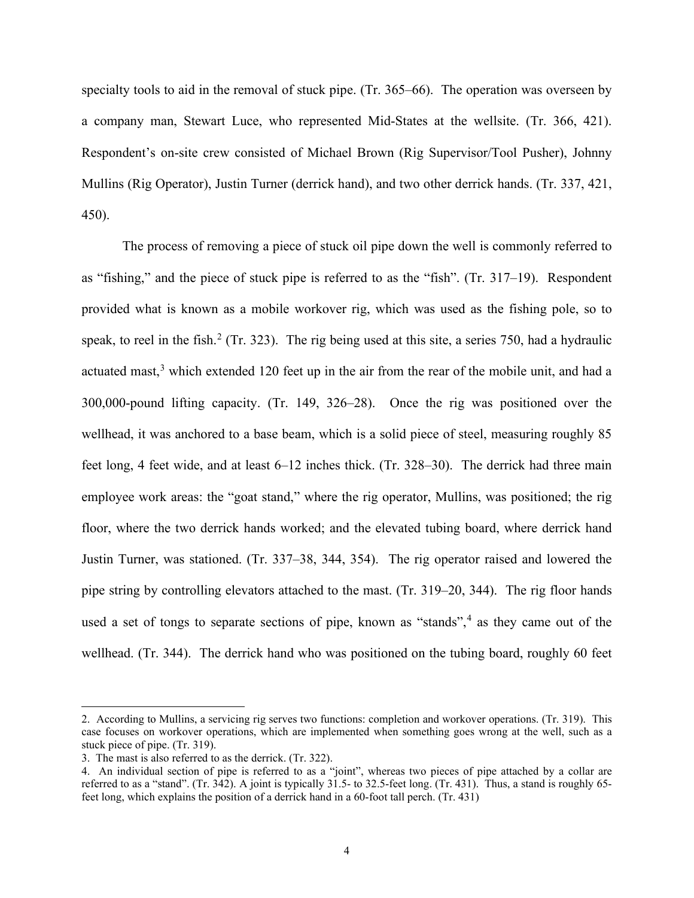specialty tools to aid in the removal of stuck pipe. (Tr. 365–66). The operation was overseen by a company man, Stewart Luce, who represented Mid-States at the wellsite. (Tr. 366, 421). Respondent's on-site crew consisted of Michael Brown (Rig Supervisor/Tool Pusher), Johnny Mullins (Rig Operator), Justin Turner (derrick hand), and two other derrick hands. (Tr. 337, 421, 450).

The process of removing a piece of stuck oil pipe down the well is commonly referred to as "fishing," and the piece of stuck pipe is referred to as the "fish". (Tr. 317–19). Respondent provided what is known as a mobile workover rig, which was used as the fishing pole, so to speak, to reel in the fish.[2] (Tr. 323). The rig being used at this site, a series 750, had a hydraulic actuated mast,[3] which extended 120 feet up in the air from the rear of the mobile unit, and had a 300,000-pound lifting capacity. (Tr. 149, 326–28). Once the rig was positioned over the wellhead, it was anchored to a base beam, which is a solid piece of steel, measuring roughly 85 feet long, 4 feet wide, and at least 6–12 inches thick. (Tr. 328–30). The derrick had three main employee work areas: the "goat stand," where the rig operator, Mullins, was positioned; the rig floor, where the two derrick hands worked; and the elevated tubing board, where derrick hand Justin Turner, was stationed. (Tr. 337–38, 344, 354). The rig operator raised and lowered the pipe string by controlling elevators attached to the mast. (Tr. 319–20, 344). The rig floor hands used a set of tongs to separate sections of pipe, known as "stands",[4] as they came out of the wellhead. (Tr. 344). The derrick hand who was positioned on the tubing board, roughly 60 feet

---

2. According to Mullins, a servicing rig serves two functions: completion and workover operations. (Tr. 319). This case focuses on workover operations, which are implemented when something goes wrong at the well, such as a stuck piece of pipe. (Tr. 319).

3. The mast is also referred to as the derrick. (Tr. 322).

4. An individual section of pipe is referred to as a "joint", whereas two pieces of pipe attached by a collar are referred to as a "stand". (Tr. 342). A joint is typically 31.5- to 32.5-feet long. (Tr. 431). Thus, a stand is roughly 65-feet long, which explains the position of a derrick hand in a 60-foot tall perch. (Tr. 431)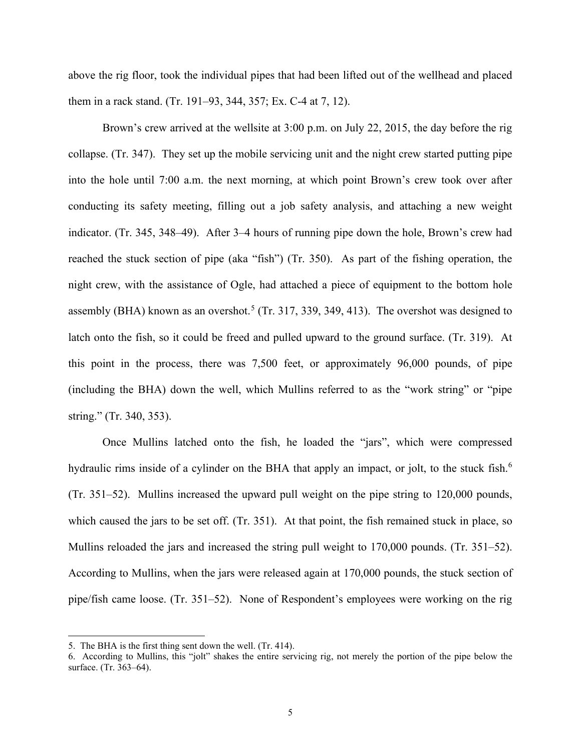above the rig floor, took the individual pipes that had been lifted out of the wellhead and placed them in a rack stand. (Tr. 191–93, 344, 357; Ex. C-4 at 7, 12).

Brown's crew arrived at the wellsite at 3:00 p.m. on July 22, 2015, the day before the rig collapse. (Tr. 347). They set up the mobile servicing unit and the night crew started putting pipe into the hole until 7:00 a.m. the next morning, at which point Brown's crew took over after conducting its safety meeting, filling out a job safety analysis, and attaching a new weight indicator. (Tr. 345, 348–49). After 3–4 hours of running pipe down the hole, Brown's crew had reached the stuck section of pipe (aka "fish") (Tr. 350). As part of the fishing operation, the night crew, with the assistance of Ogle, had attached a piece of equipment to the bottom hole assembly (BHA) known as an overshot.[5] (Tr. 317, 339, 349, 413). The overshot was designed to latch onto the fish, so it could be freed and pulled upward to the ground surface. (Tr. 319). At this point in the process, there was 7,500 feet, or approximately 96,000 pounds, of pipe (including the BHA) down the well, which Mullins referred to as the "work string" or "pipe string." (Tr. 340, 353).

Once Mullins latched onto the fish, he loaded the "jars", which were compressed hydraulic rims inside of a cylinder on the BHA that apply an impact, or jolt, to the stuck fish.[6] (Tr. 351–52). Mullins increased the upward pull weight on the pipe string to 120,000 pounds, which caused the jars to be set off. (Tr. 351). At that point, the fish remained stuck in place, so Mullins reloaded the jars and increased the string pull weight to 170,000 pounds. (Tr. 351–52). According to Mullins, when the jars were released again at 170,000 pounds, the stuck section of pipe/fish came loose. (Tr. 351–52). None of Respondent's employees were working on the rig

---

5. The BHA is the first thing sent down the well. (Tr. 414).

6. According to Mullins, this "jolt" shakes the entire servicing rig, not merely the portion of the pipe below the surface. (Tr. 363–64).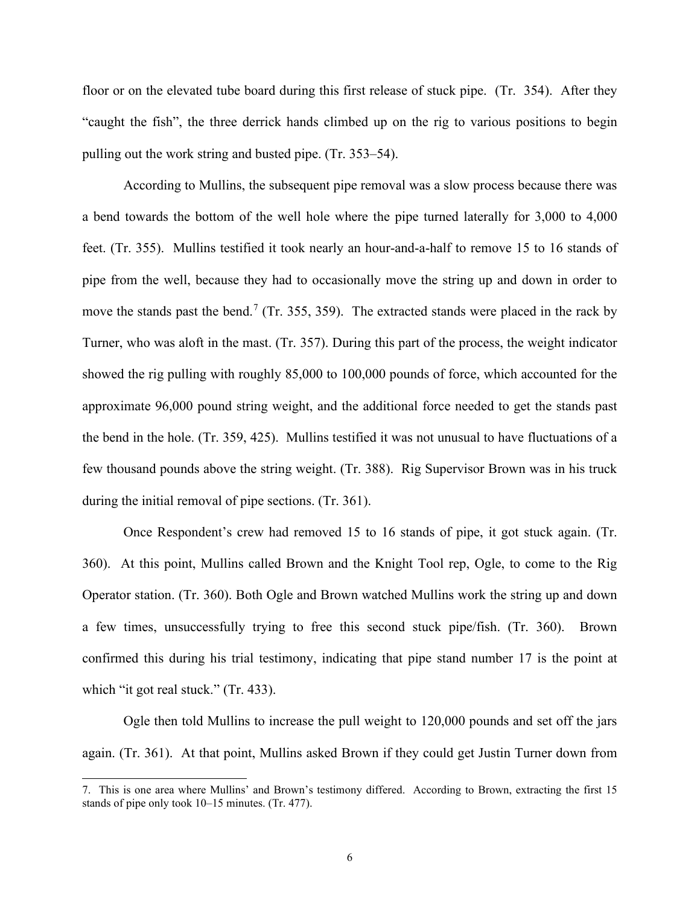floor or on the elevated tube board during this first release of stuck pipe. (Tr. 354). After they "caught the fish", the three derrick hands climbed up on the rig to various positions to begin pulling out the work string and busted pipe. (Tr. 353–54).

According to Mullins, the subsequent pipe removal was a slow process because there was a bend towards the bottom of the well hole where the pipe turned laterally for 3,000 to 4,000 feet. (Tr. 355). Mullins testified it took nearly an hour-and-a-half to remove 15 to 16 stands of pipe from the well, because they had to occasionally move the string up and down in order to move the stands past the bend.[7] (Tr. 355, 359). The extracted stands were placed in the rack by Turner, who was aloft in the mast. (Tr. 357). During this part of the process, the weight indicator showed the rig pulling with roughly 85,000 to 100,000 pounds of force, which accounted for the approximate 96,000 pound string weight, and the additional force needed to get the stands past the bend in the hole. (Tr. 359, 425). Mullins testified it was not unusual to have fluctuations of a few thousand pounds above the string weight. (Tr. 388). Rig Supervisor Brown was in his truck during the initial removal of pipe sections. (Tr. 361).

Once Respondent's crew had removed 15 to 16 stands of pipe, it got stuck again. (Tr. 360). At this point, Mullins called Brown and the Knight Tool rep, Ogle, to come to the Rig Operator station. (Tr. 360). Both Ogle and Brown watched Mullins work the string up and down a few times, unsuccessfully trying to free this second stuck pipe/fish. (Tr. 360). Brown confirmed this during his trial testimony, indicating that pipe stand number 17 is the point at which "it got real stuck." (Tr. 433).

Ogle then told Mullins to increase the pull weight to 120,000 pounds and set off the jars again. (Tr. 361). At that point, Mullins asked Brown if they could get Justin Turner down from

---

7. This is one area where Mullins' and Brown's testimony differed. According to Brown, extracting the first 15 stands of pipe only took 10–15 minutes. (Tr. 477).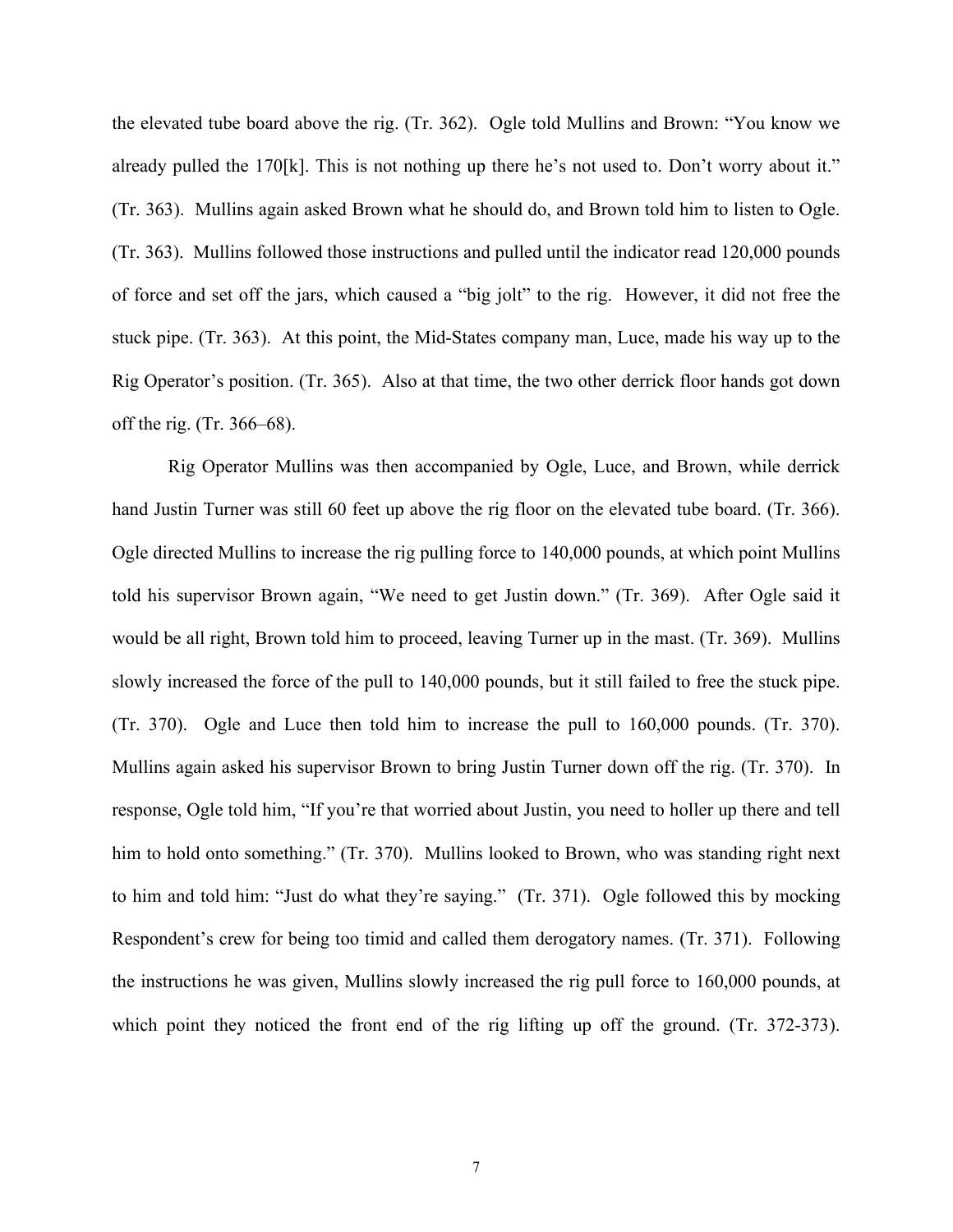the elevated tube board above the rig. (Tr. 362). Ogle told Mullins and Brown: "You know we already pulled the 170[k]. This is not nothing up there he's not used to. Don't worry about it." (Tr. 363). Mullins again asked Brown what he should do, and Brown told him to listen to Ogle. (Tr. 363). Mullins followed those instructions and pulled until the indicator read 120,000 pounds of force and set off the jars, which caused a "big jolt" to the rig. However, it did not free the stuck pipe. (Tr. 363). At this point, the Mid-States company man, Luce, made his way up to the Rig Operator's position. (Tr. 365). Also at that time, the two other derrick floor hands got down off the rig. (Tr. 366–68).

Rig Operator Mullins was then accompanied by Ogle, Luce, and Brown, while derrick hand Justin Turner was still 60 feet up above the rig floor on the elevated tube board. (Tr. 366). Ogle directed Mullins to increase the rig pulling force to 140,000 pounds, at which point Mullins told his supervisor Brown again, "We need to get Justin down." (Tr. 369). After Ogle said it would be all right, Brown told him to proceed, leaving Turner up in the mast. (Tr. 369). Mullins slowly increased the force of the pull to 140,000 pounds, but it still failed to free the stuck pipe. (Tr. 370). Ogle and Luce then told him to increase the pull to 160,000 pounds. (Tr. 370). Mullins again asked his supervisor Brown to bring Justin Turner down off the rig. (Tr. 370). In response, Ogle told him, "If you're that worried about Justin, you need to holler up there and tell him to hold onto something." (Tr. 370). Mullins looked to Brown, who was standing right next to him and told him: "Just do what they're saying." (Tr. 371). Ogle followed this by mocking Respondent's crew for being too timid and called them derogatory names. (Tr. 371). Following the instructions he was given, Mullins slowly increased the rig pull force to 160,000 pounds, at which point they noticed the front end of the rig lifting up off the ground. (Tr. 372-373).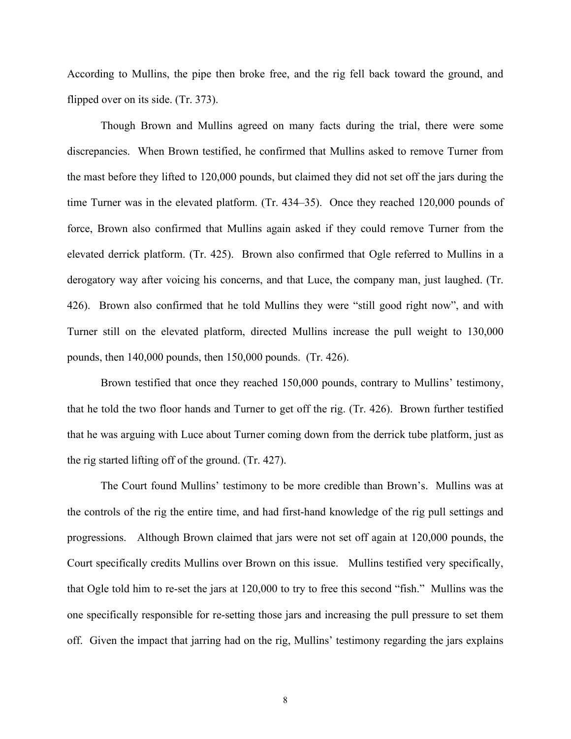According to Mullins, the pipe then broke free, and the rig fell back toward the ground, and flipped over on its side. (Tr. 373).

Though Brown and Mullins agreed on many facts during the trial, there were some discrepancies. When Brown testified, he confirmed that Mullins asked to remove Turner from the mast before they lifted to 120,000 pounds, but claimed they did not set off the jars during the time Turner was in the elevated platform. (Tr. 434–35). Once they reached 120,000 pounds of force, Brown also confirmed that Mullins again asked if they could remove Turner from the elevated derrick platform. (Tr. 425). Brown also confirmed that Ogle referred to Mullins in a derogatory way after voicing his concerns, and that Luce, the company man, just laughed. (Tr. 426). Brown also confirmed that he told Mullins they were "still good right now", and with Turner still on the elevated platform, directed Mullins increase the pull weight to 130,000 pounds, then 140,000 pounds, then 150,000 pounds. (Tr. 426).

Brown testified that once they reached 150,000 pounds, contrary to Mullins' testimony, that he told the two floor hands and Turner to get off the rig. (Tr. 426). Brown further testified that he was arguing with Luce about Turner coming down from the derrick tube platform, just as the rig started lifting off of the ground. (Tr. 427).

The Court found Mullins' testimony to be more credible than Brown's. Mullins was at the controls of the rig the entire time, and had first-hand knowledge of the rig pull settings and progressions. Although Brown claimed that jars were not set off again at 120,000 pounds, the Court specifically credits Mullins over Brown on this issue. Mullins testified very specifically, that Ogle told him to re-set the jars at 120,000 to try to free this second "fish." Mullins was the one specifically responsible for re-setting those jars and increasing the pull pressure to set them off. Given the impact that jarring had on the rig, Mullins' testimony regarding the jars explains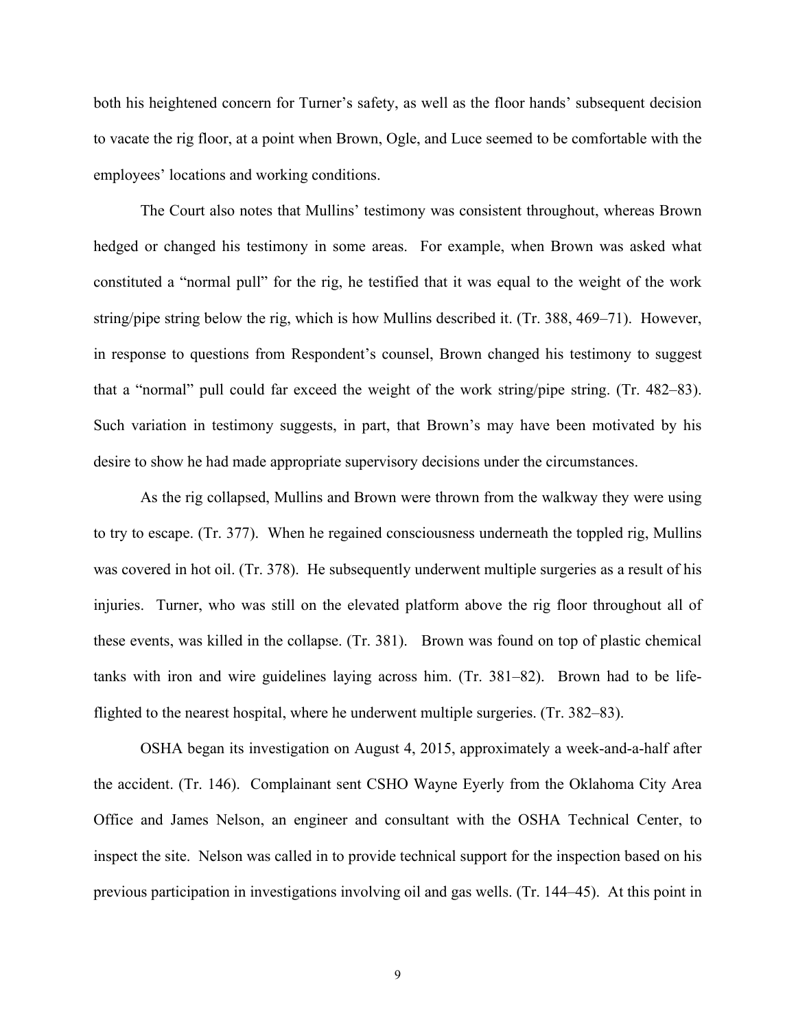both his heightened concern for Turner's safety, as well as the floor hands' subsequent decision to vacate the rig floor, at a point when Brown, Ogle, and Luce seemed to be comfortable with the employees' locations and working conditions.

The Court also notes that Mullins' testimony was consistent throughout, whereas Brown hedged or changed his testimony in some areas. For example, when Brown was asked what constituted a "normal pull" for the rig, he testified that it was equal to the weight of the work string/pipe string below the rig, which is how Mullins described it. (Tr. 388, 469–71). However, in response to questions from Respondent's counsel, Brown changed his testimony to suggest that a "normal" pull could far exceed the weight of the work string/pipe string. (Tr. 482–83). Such variation in testimony suggests, in part, that Brown's may have been motivated by his desire to show he had made appropriate supervisory decisions under the circumstances.

As the rig collapsed, Mullins and Brown were thrown from the walkway they were using to try to escape. (Tr. 377). When he regained consciousness underneath the toppled rig, Mullins was covered in hot oil. (Tr. 378). He subsequently underwent multiple surgeries as a result of his injuries. Turner, who was still on the elevated platform above the rig floor throughout all of these events, was killed in the collapse. (Tr. 381). Brown was found on top of plastic chemical tanks with iron and wire guidelines laying across him. (Tr. 381–82). Brown had to be life-flighted to the nearest hospital, where he underwent multiple surgeries. (Tr. 382–83).

OSHA began its investigation on August 4, 2015, approximately a week-and-a-half after the accident. (Tr. 146). Complainant sent CSHO Wayne Eyerly from the Oklahoma City Area Office and James Nelson, an engineer and consultant with the OSHA Technical Center, to inspect the site. Nelson was called in to provide technical support for the inspection based on his previous participation in investigations involving oil and gas wells. (Tr. 144–45). At this point in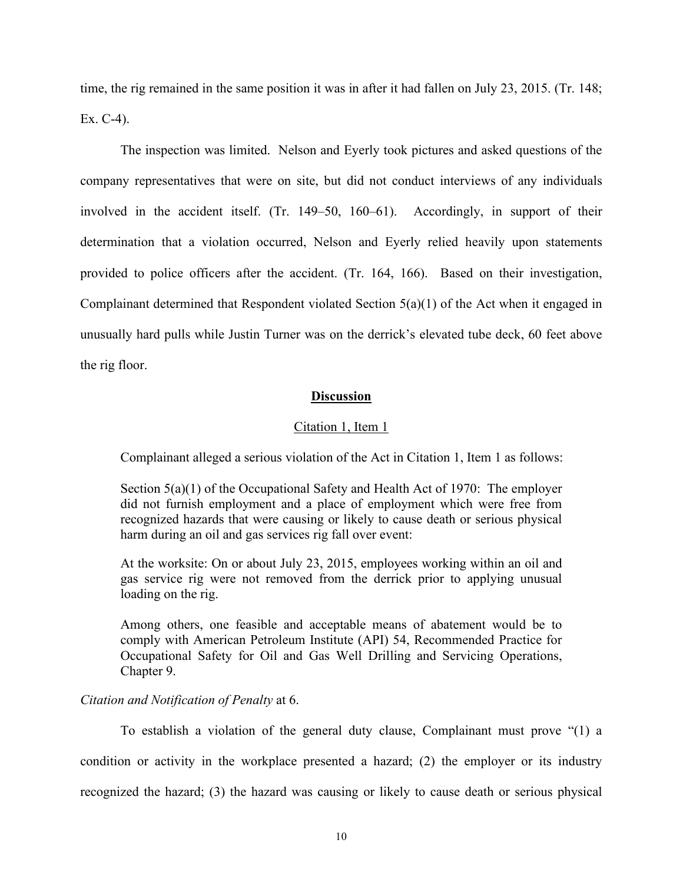time, the rig remained in the same position it was in after it had fallen on July 23, 2015. (Tr. 148; Ex. C-4).

The inspection was limited. Nelson and Eyerly took pictures and asked questions of the company representatives that were on site, but did not conduct interviews of any individuals involved in the accident itself. (Tr. 149–50, 160–61). Accordingly, in support of their determination that a violation occurred, Nelson and Eyerly relied heavily upon statements provided to police officers after the accident. (Tr. 164, 166). Based on their investigation, Complainant determined that Respondent violated Section 5(a)(1) of the Act when it engaged in unusually hard pulls while Justin Turner was on the derrick's elevated tube deck, 60 feet above the rig floor.

## Discussion

### Citation 1, Item 1

Complainant alleged a serious violation of the Act in Citation 1, Item 1 as follows:

> Section 5(a)(1) of the Occupational Safety and Health Act of 1970: The employer did not furnish employment and a place of employment which were free from recognized hazards that were causing or likely to cause death or serious physical harm during an oil and gas services rig fall over event:
>
> At the worksite: On or about July 23, 2015, employees working within an oil and gas service rig were not removed from the derrick prior to applying unusual loading on the rig.
>
> Among others, one feasible and acceptable means of abatement would be to comply with American Petroleum Institute (API) 54, Recommended Practice for Occupational Safety for Oil and Gas Well Drilling and Servicing Operations, Chapter 9.

*Citation and Notification of Penalty* at 6.

To establish a violation of the general duty clause, Complainant must prove "(1) a condition or activity in the workplace presented a hazard; (2) the employer or its industry recognized the hazard; (3) the hazard was causing or likely to cause death or serious physical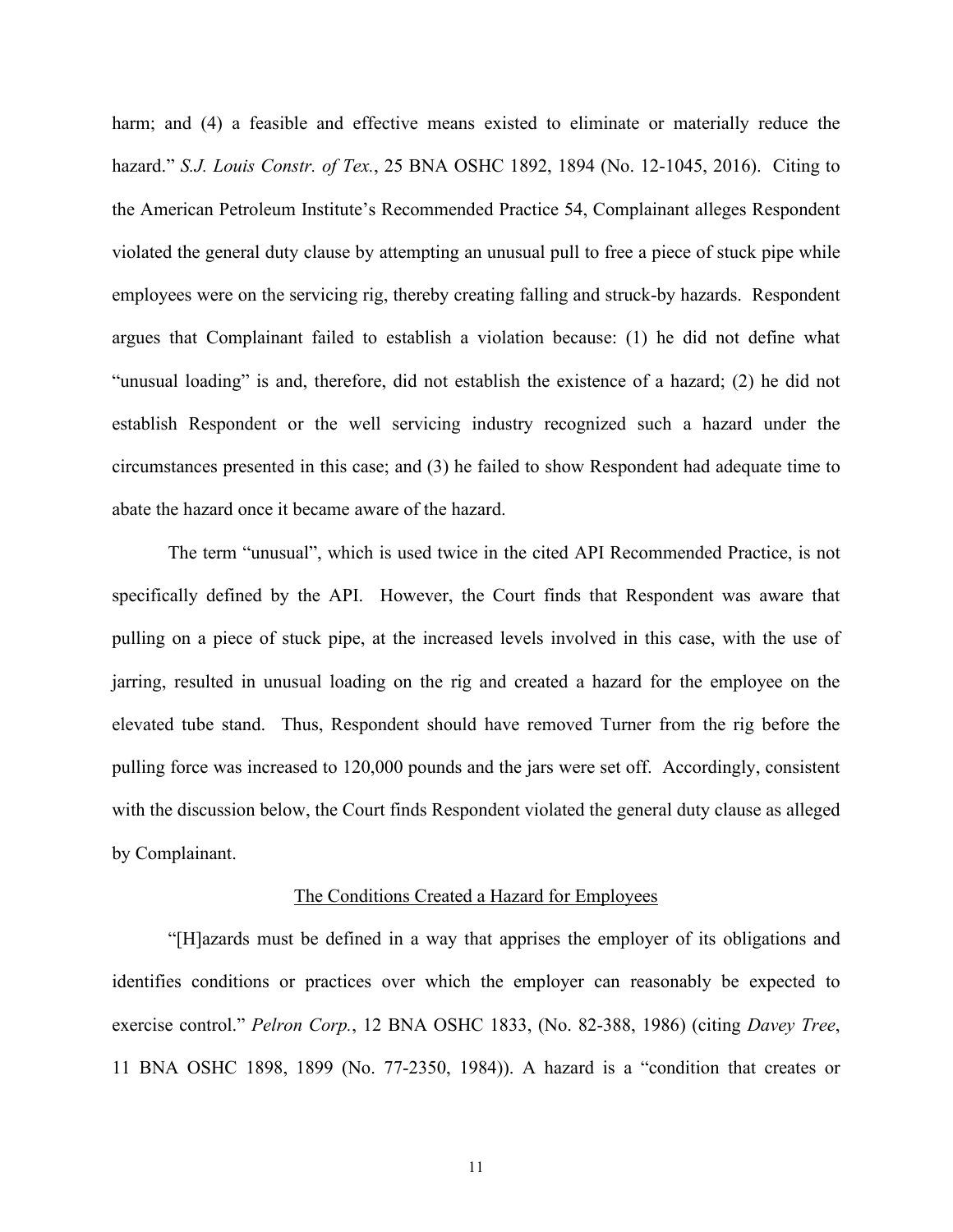harm; and (4) a feasible and effective means existed to eliminate or materially reduce the hazard." *S.J. Louis Constr. of Tex.*, 25 BNA OSHC 1892, 1894 (No. 12-1045, 2016). Citing to the American Petroleum Institute's Recommended Practice 54, Complainant alleges Respondent violated the general duty clause by attempting an unusual pull to free a piece of stuck pipe while employees were on the servicing rig, thereby creating falling and struck-by hazards. Respondent argues that Complainant failed to establish a violation because: (1) he did not define what "unusual loading" is and, therefore, did not establish the existence of a hazard; (2) he did not establish Respondent or the well servicing industry recognized such a hazard under the circumstances presented in this case; and (3) he failed to show Respondent had adequate time to abate the hazard once it became aware of the hazard.

The term "unusual", which is used twice in the cited API Recommended Practice, is not specifically defined by the API. However, the Court finds that Respondent was aware that pulling on a piece of stuck pipe, at the increased levels involved in this case, with the use of jarring, resulted in unusual loading on the rig and created a hazard for the employee on the elevated tube stand. Thus, Respondent should have removed Turner from the rig before the pulling force was increased to 120,000 pounds and the jars were set off. Accordingly, consistent with the discussion below, the Court finds Respondent violated the general duty clause as alleged by Complainant.

<u>The Conditions Created a Hazard for Employees</u>

"[H]azards must be defined in a way that apprises the employer of its obligations and identifies conditions or practices over which the employer can reasonably be expected to exercise control." *Pelron Corp.*, 12 BNA OSHC 1833, (No. 82-388, 1986) (citing *Davey Tree*, 11 BNA OSHC 1898, 1899 (No. 77-2350, 1984)). A hazard is a "condition that creates or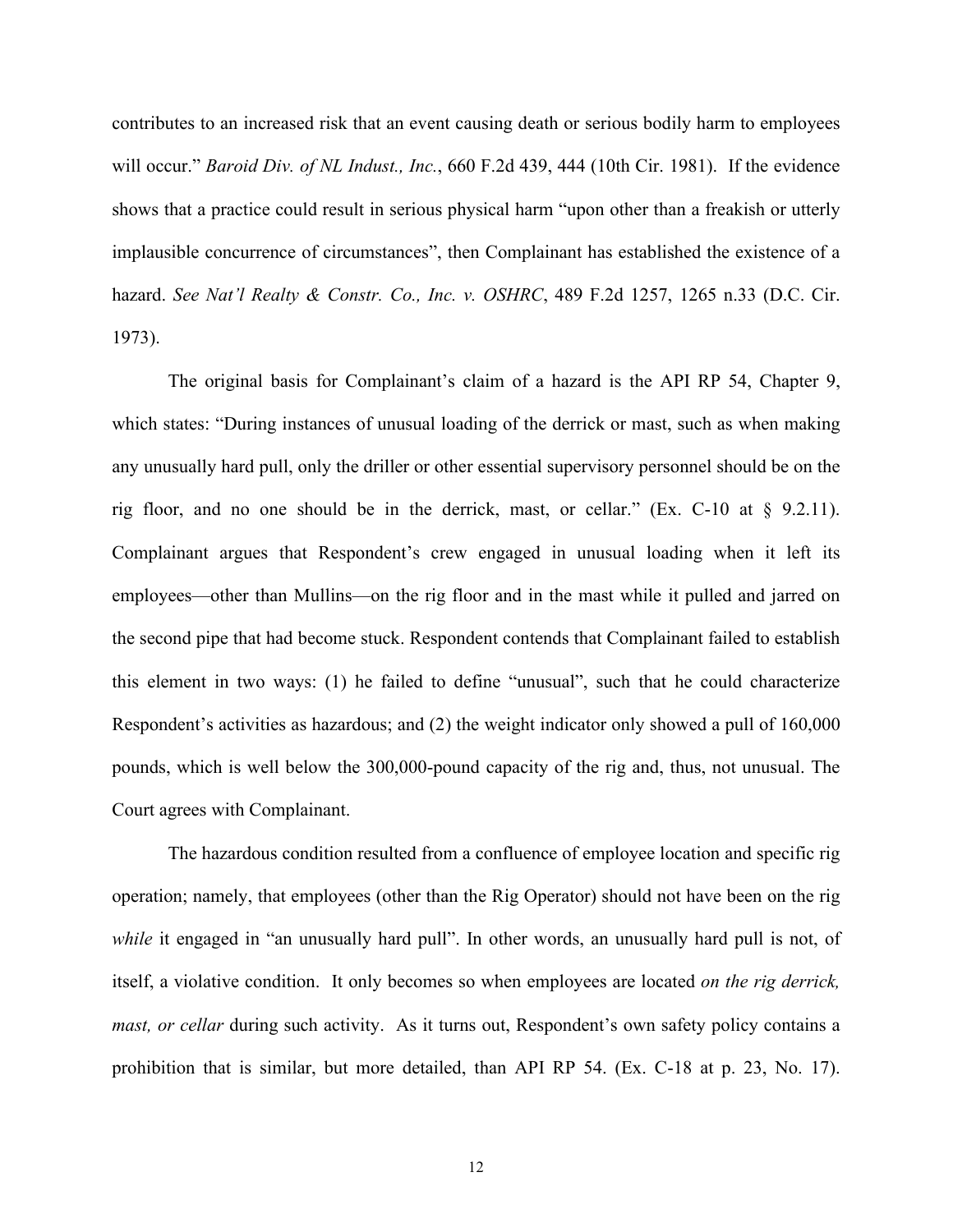contributes to an increased risk that an event causing death or serious bodily harm to employees will occur." *Baroid Div. of NL Indust., Inc.*, 660 F.2d 439, 444 (10th Cir. 1981). If the evidence shows that a practice could result in serious physical harm "upon other than a freakish or utterly implausible concurrence of circumstances", then Complainant has established the existence of a hazard. *See Nat'l Realty & Constr. Co., Inc. v. OSHRC*, 489 F.2d 1257, 1265 n.33 (D.C. Cir. 1973).

The original basis for Complainant's claim of a hazard is the API RP 54, Chapter 9, which states: "During instances of unusual loading of the derrick or mast, such as when making any unusually hard pull, only the driller or other essential supervisory personnel should be on the rig floor, and no one should be in the derrick, mast, or cellar." (Ex. C-10 at § 9.2.11). Complainant argues that Respondent's crew engaged in unusual loading when it left its employees—other than Mullins—on the rig floor and in the mast while it pulled and jarred on the second pipe that had become stuck. Respondent contends that Complainant failed to establish this element in two ways: (1) he failed to define "unusual", such that he could characterize Respondent's activities as hazardous; and (2) the weight indicator only showed a pull of 160,000 pounds, which is well below the 300,000-pound capacity of the rig and, thus, not unusual. The Court agrees with Complainant.

The hazardous condition resulted from a confluence of employee location and specific rig operation; namely, that employees (other than the Rig Operator) should not have been on the rig *while* it engaged in "an unusually hard pull". In other words, an unusually hard pull is not, of itself, a violative condition. It only becomes so when employees are located *on the rig derrick, mast, or cellar* during such activity. As it turns out, Respondent's own safety policy contains a prohibition that is similar, but more detailed, than API RP 54. (Ex. C-18 at p. 23, No. 17).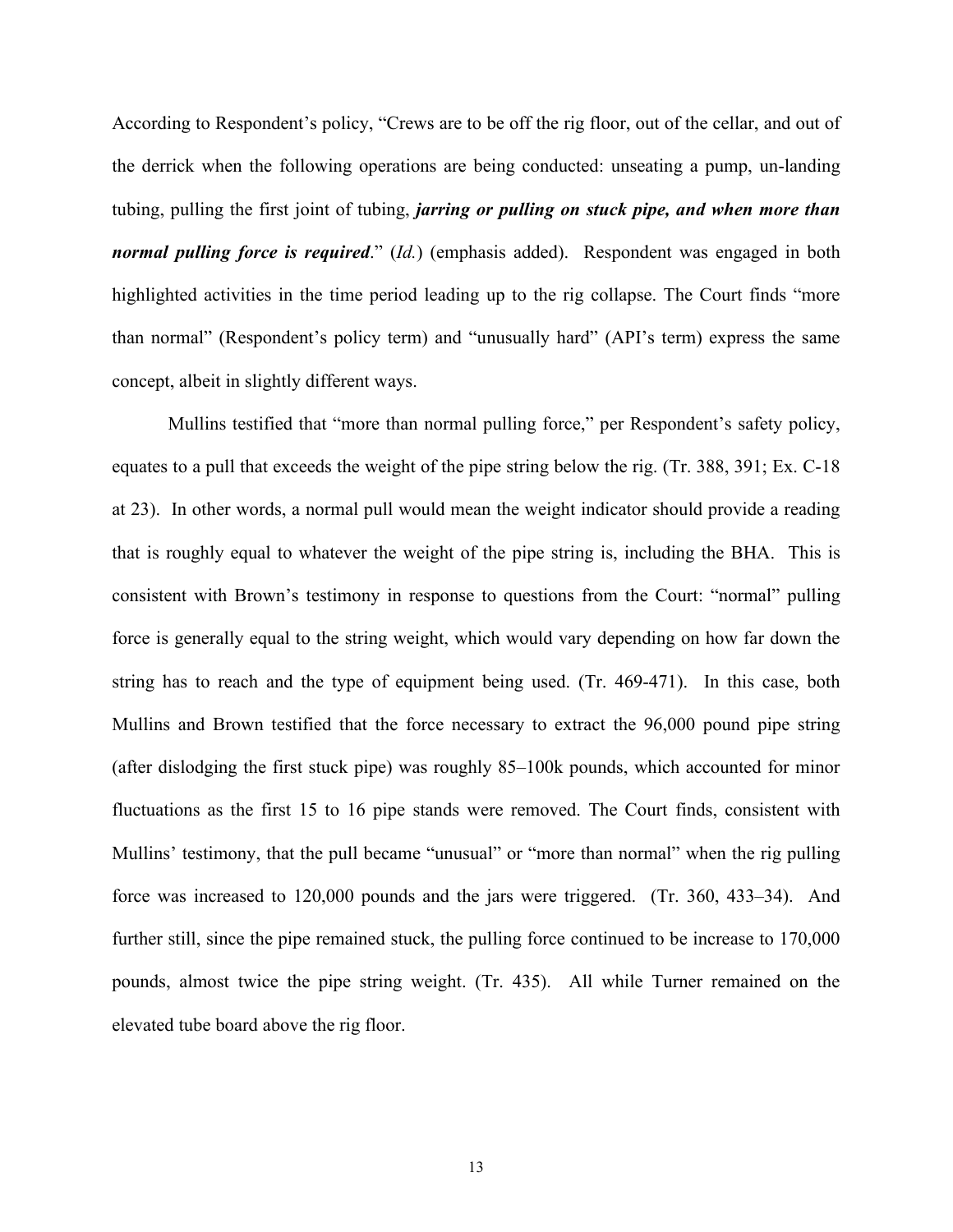According to Respondent's policy, "Crews are to be off the rig floor, out of the cellar, and out of the derrick when the following operations are being conducted: unseating a pump, un-landing tubing, pulling the first joint of tubing, ***jarring or pulling on stuck pipe, and when more than normal pulling force is required***." (*Id.*) (emphasis added). Respondent was engaged in both highlighted activities in the time period leading up to the rig collapse. The Court finds "more than normal" (Respondent's policy term) and "unusually hard" (API's term) express the same concept, albeit in slightly different ways.

Mullins testified that "more than normal pulling force," per Respondent's safety policy, equates to a pull that exceeds the weight of the pipe string below the rig. (Tr. 388, 391; Ex. C-18 at 23). In other words, a normal pull would mean the weight indicator should provide a reading that is roughly equal to whatever the weight of the pipe string is, including the BHA. This is consistent with Brown's testimony in response to questions from the Court: "normal" pulling force is generally equal to the string weight, which would vary depending on how far down the string has to reach and the type of equipment being used. (Tr. 469-471). In this case, both Mullins and Brown testified that the force necessary to extract the 96,000 pound pipe string (after dislodging the first stuck pipe) was roughly 85–100k pounds, which accounted for minor fluctuations as the first 15 to 16 pipe stands were removed. The Court finds, consistent with Mullins' testimony, that the pull became "unusual" or "more than normal" when the rig pulling force was increased to 120,000 pounds and the jars were triggered. (Tr. 360, 433–34). And further still, since the pipe remained stuck, the pulling force continued to be increase to 170,000 pounds, almost twice the pipe string weight. (Tr. 435). All while Turner remained on the elevated tube board above the rig floor.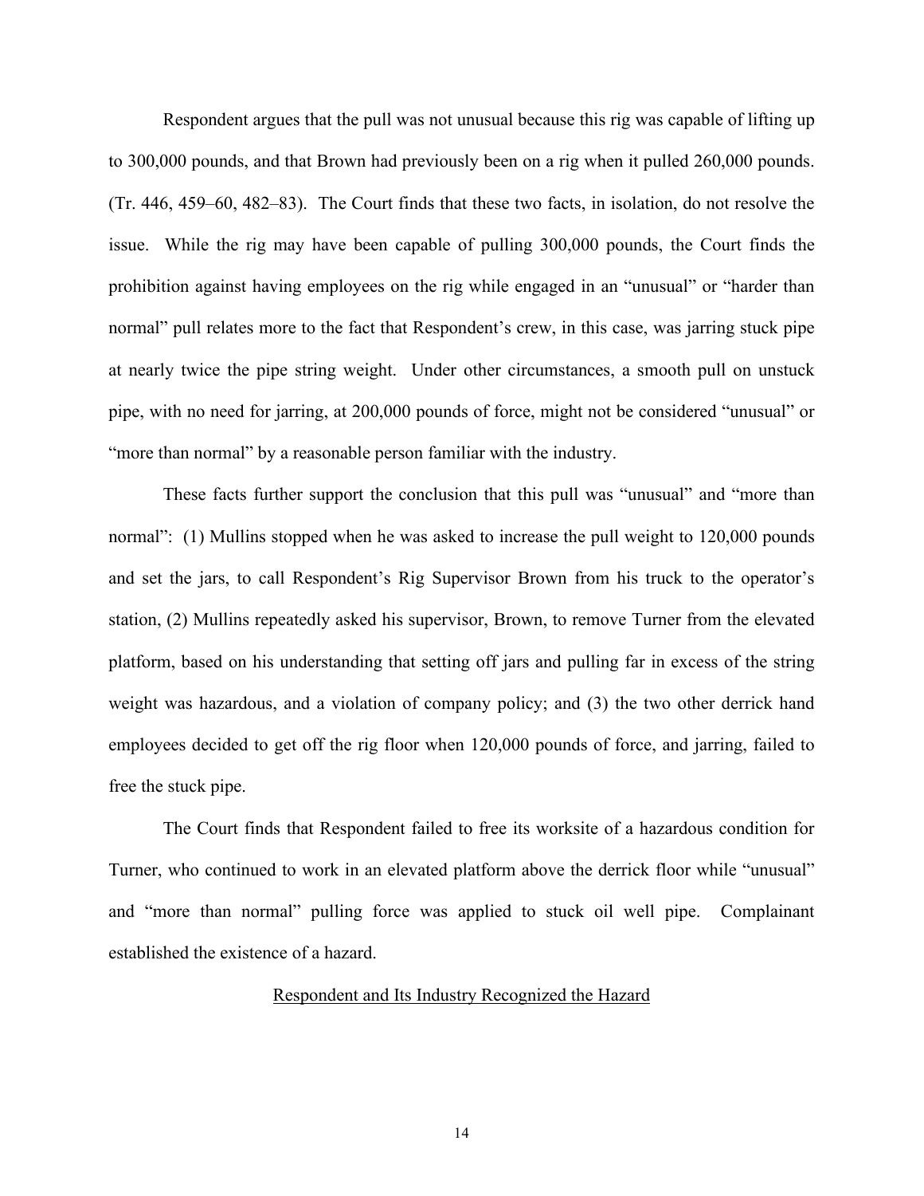Respondent argues that the pull was not unusual because this rig was capable of lifting up to 300,000 pounds, and that Brown had previously been on a rig when it pulled 260,000 pounds. (Tr. 446, 459–60, 482–83). The Court finds that these two facts, in isolation, do not resolve the issue. While the rig may have been capable of pulling 300,000 pounds, the Court finds the prohibition against having employees on the rig while engaged in an "unusual" or "harder than normal" pull relates more to the fact that Respondent's crew, in this case, was jarring stuck pipe at nearly twice the pipe string weight. Under other circumstances, a smooth pull on unstuck pipe, with no need for jarring, at 200,000 pounds of force, might not be considered "unusual" or "more than normal" by a reasonable person familiar with the industry.

These facts further support the conclusion that this pull was "unusual" and "more than normal": (1) Mullins stopped when he was asked to increase the pull weight to 120,000 pounds and set the jars, to call Respondent's Rig Supervisor Brown from his truck to the operator's station, (2) Mullins repeatedly asked his supervisor, Brown, to remove Turner from the elevated platform, based on his understanding that setting off jars and pulling far in excess of the string weight was hazardous, and a violation of company policy; and (3) the two other derrick hand employees decided to get off the rig floor when 120,000 pounds of force, and jarring, failed to free the stuck pipe.

The Court finds that Respondent failed to free its worksite of a hazardous condition for Turner, who continued to work in an elevated platform above the derrick floor while "unusual" and "more than normal" pulling force was applied to stuck oil well pipe. Complainant established the existence of a hazard.

<u>Respondent and Its Industry Recognized the Hazard</u>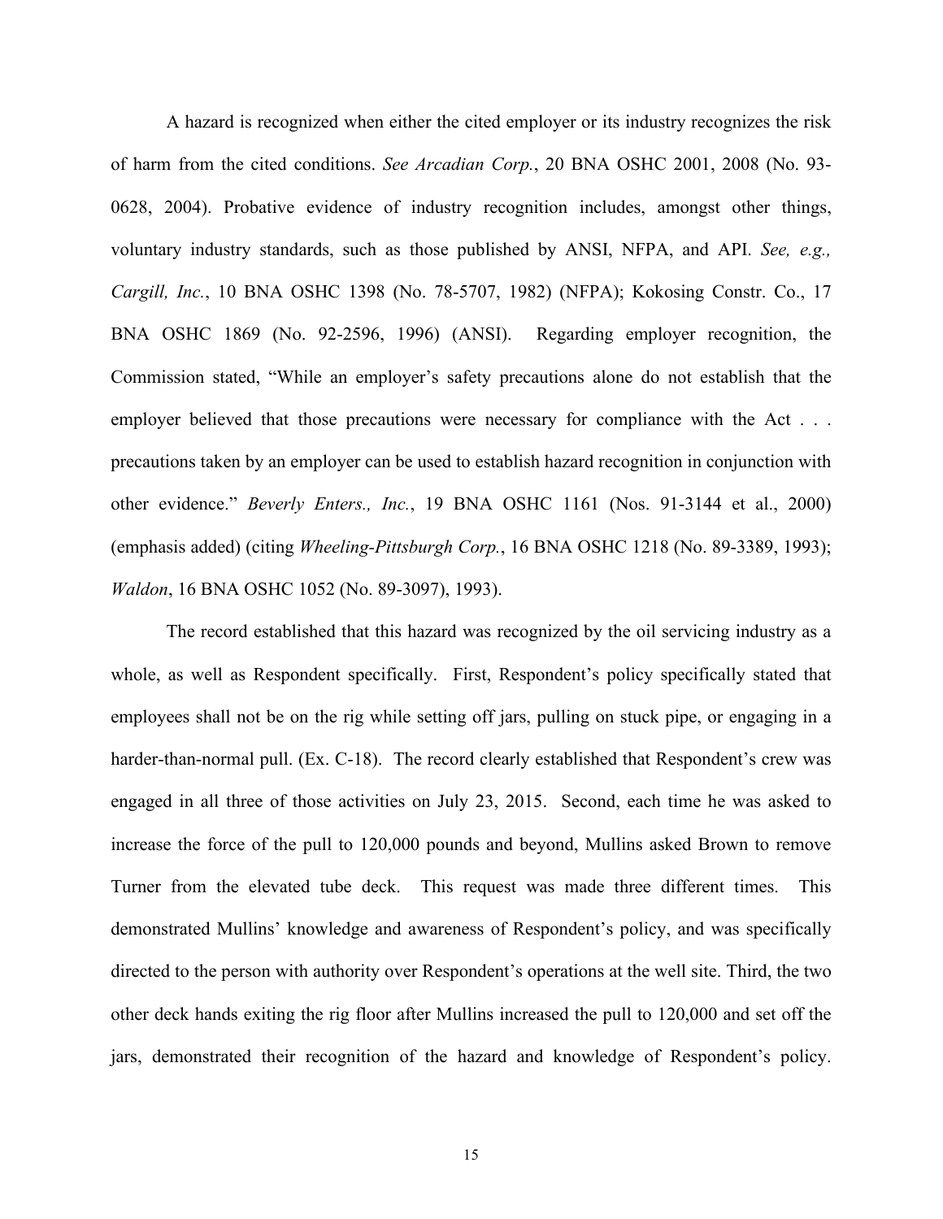A hazard is recognized when either the cited employer or its industry recognizes the risk of harm from the cited conditions. *See Arcadian Corp.*, 20 BNA OSHC 2001, 2008 (No. 93-0628, 2004). Probative evidence of industry recognition includes, amongst other things, voluntary industry standards, such as those published by ANSI, NFPA, and API. *See, e.g., Cargill, Inc.*, 10 BNA OSHC 1398 (No. 78-5707, 1982) (NFPA); Kokosing Constr. Co., 17 BNA OSHC 1869 (No. 92-2596, 1996) (ANSI). Regarding employer recognition, the Commission stated, "While an employer's safety precautions alone do not establish that the employer believed that those precautions were necessary for compliance with the Act . . . precautions taken by an employer can be used to establish hazard recognition in conjunction with other evidence." *Beverly Enters., Inc.*, 19 BNA OSHC 1161 (Nos. 91-3144 et al., 2000) (emphasis added) (citing *Wheeling-Pittsburgh Corp.*, 16 BNA OSHC 1218 (No. 89-3389, 1993); *Waldon*, 16 BNA OSHC 1052 (No. 89-3097), 1993).

The record established that this hazard was recognized by the oil servicing industry as a whole, as well as Respondent specifically. First, Respondent's policy specifically stated that employees shall not be on the rig while setting off jars, pulling on stuck pipe, or engaging in a harder-than-normal pull. (Ex. C-18). The record clearly established that Respondent's crew was engaged in all three of those activities on July 23, 2015. Second, each time he was asked to increase the force of the pull to 120,000 pounds and beyond, Mullins asked Brown to remove Turner from the elevated tube deck. This request was made three different times. This demonstrated Mullins' knowledge and awareness of Respondent's policy, and was specifically directed to the person with authority over Respondent's operations at the well site. Third, the two other deck hands exiting the rig floor after Mullins increased the pull to 120,000 and set off the jars, demonstrated their recognition of the hazard and knowledge of Respondent's policy.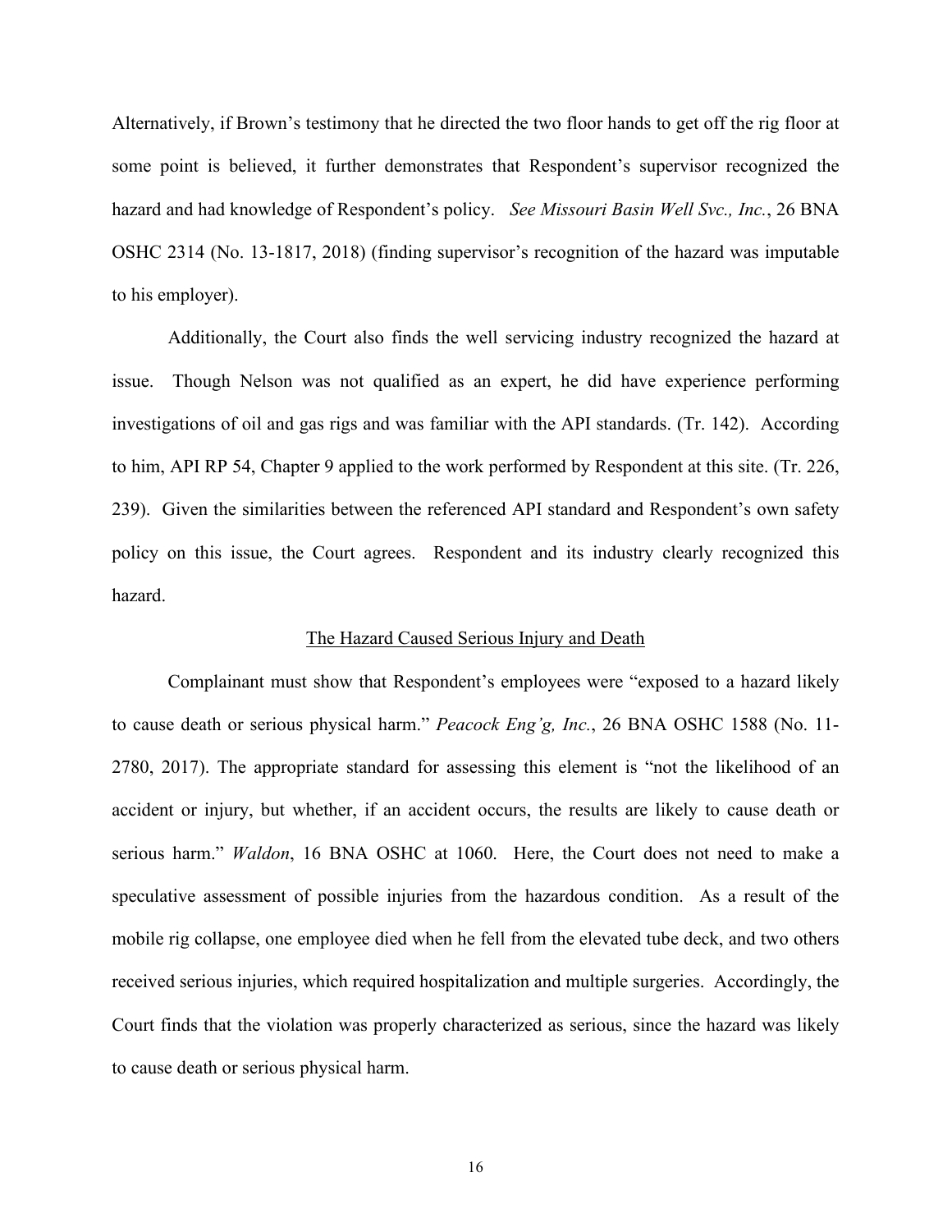Alternatively, if Brown's testimony that he directed the two floor hands to get off the rig floor at some point is believed, it further demonstrates that Respondent's supervisor recognized the hazard and had knowledge of Respondent's policy. *See Missouri Basin Well Svc., Inc.*, 26 BNA OSHC 2314 (No. 13-1817, 2018) (finding supervisor's recognition of the hazard was imputable to his employer).

Additionally, the Court also finds the well servicing industry recognized the hazard at issue. Though Nelson was not qualified as an expert, he did have experience performing investigations of oil and gas rigs and was familiar with the API standards. (Tr. 142). According to him, API RP 54, Chapter 9 applied to the work performed by Respondent at this site. (Tr. 226, 239). Given the similarities between the referenced API standard and Respondent's own safety policy on this issue, the Court agrees. Respondent and its industry clearly recognized this hazard.

<u>The Hazard Caused Serious Injury and Death</u>

Complainant must show that Respondent's employees were "exposed to a hazard likely to cause death or serious physical harm." *Peacock Eng'g, Inc.*, 26 BNA OSHC 1588 (No. 11-2780, 2017). The appropriate standard for assessing this element is "not the likelihood of an accident or injury, but whether, if an accident occurs, the results are likely to cause death or serious harm." *Waldon*, 16 BNA OSHC at 1060. Here, the Court does not need to make a speculative assessment of possible injuries from the hazardous condition. As a result of the mobile rig collapse, one employee died when he fell from the elevated tube deck, and two others received serious injuries, which required hospitalization and multiple surgeries. Accordingly, the Court finds that the violation was properly characterized as serious, since the hazard was likely to cause death or serious physical harm.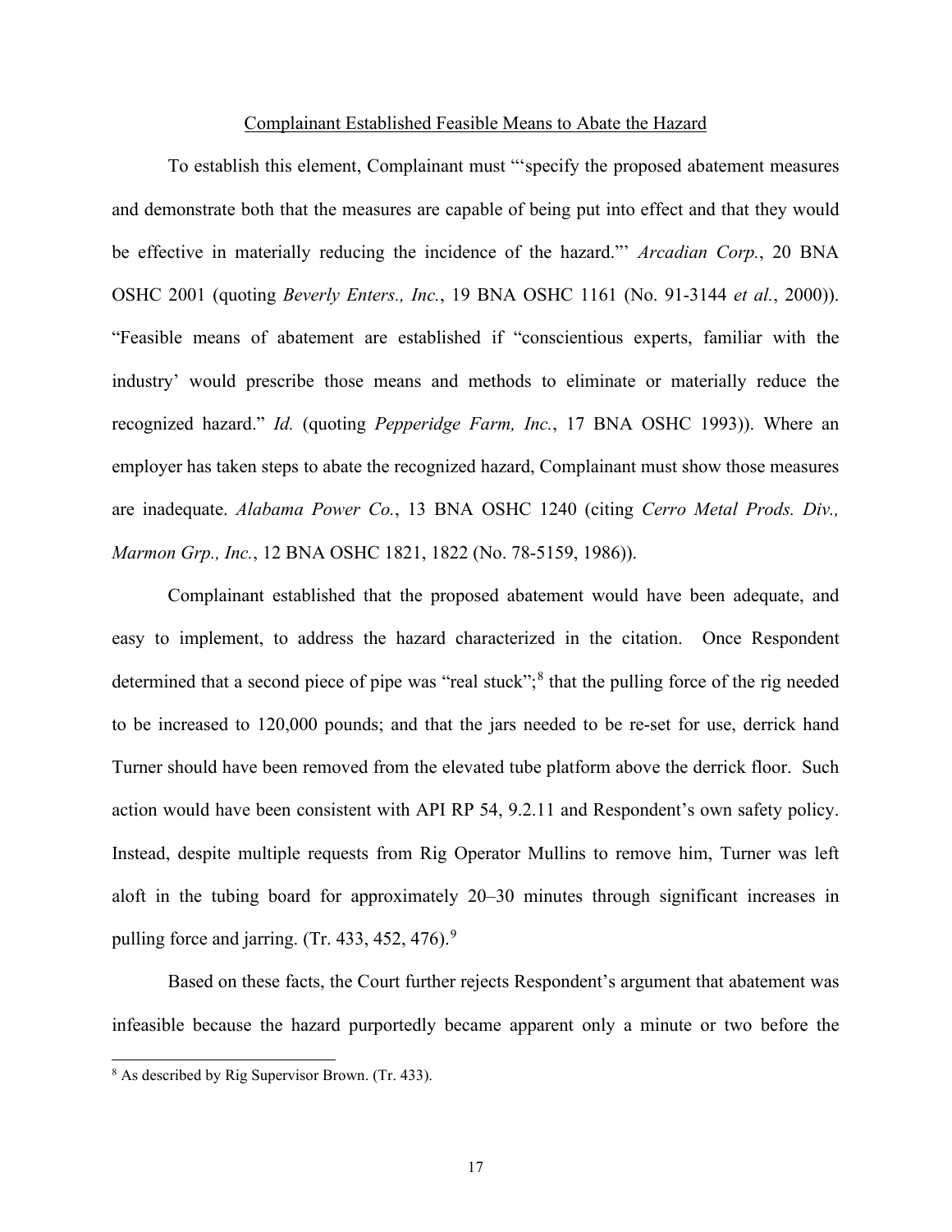Complainant Established Feasible Means to Abate the Hazard

To establish this element, Complainant must "'specify the proposed abatement measures and demonstrate both that the measures are capable of being put into effect and that they would be effective in materially reducing the incidence of the hazard.'" *Arcadian Corp.*, 20 BNA OSHC 2001 (quoting *Beverly Enters., Inc.*, 19 BNA OSHC 1161 (No. 91-3144 *et al.*, 2000)). "Feasible means of abatement are established if "conscientious experts, familiar with the industry' would prescribe those means and methods to eliminate or materially reduce the recognized hazard." *Id.* (quoting *Pepperidge Farm, Inc.*, 17 BNA OSHC 1993)). Where an employer has taken steps to abate the recognized hazard, Complainant must show those measures are inadequate. *Alabama Power Co.*, 13 BNA OSHC 1240 (citing *Cerro Metal Prods. Div., Marmon Grp., Inc.*, 12 BNA OSHC 1821, 1822 (No. 78-5159, 1986)).

Complainant established that the proposed abatement would have been adequate, and easy to implement, to address the hazard characterized in the citation. Once Respondent determined that a second piece of pipe was "real stuck";[8] that the pulling force of the rig needed to be increased to 120,000 pounds; and that the jars needed to be re-set for use, derrick hand Turner should have been removed from the elevated tube platform above the derrick floor. Such action would have been consistent with API RP 54, 9.2.11 and Respondent's own safety policy. Instead, despite multiple requests from Rig Operator Mullins to remove him, Turner was left aloft in the tubing board for approximately 20–30 minutes through significant increases in pulling force and jarring. (Tr. 433, 452, 476).[9]

Based on these facts, the Court further rejects Respondent's argument that abatement was infeasible because the hazard purportedly became apparent only a minute or two before the

[8] As described by Rig Supervisor Brown. (Tr. 433).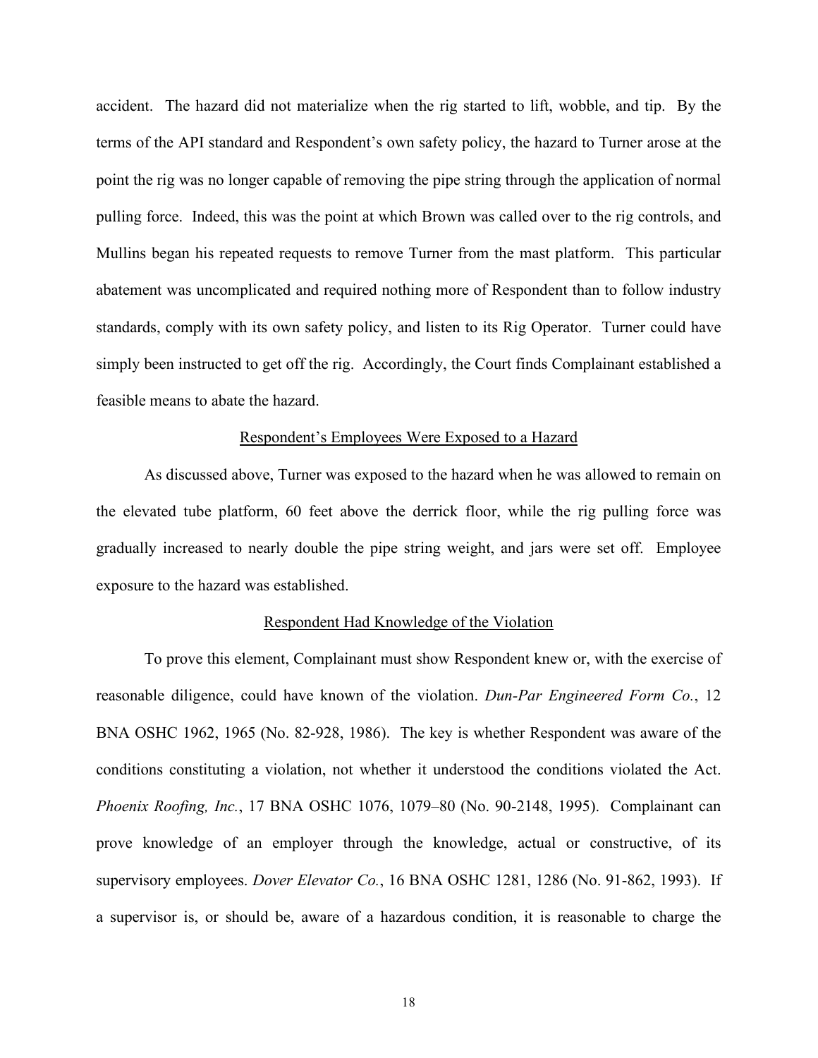accident. The hazard did not materialize when the rig started to lift, wobble, and tip. By the terms of the API standard and Respondent's own safety policy, the hazard to Turner arose at the point the rig was no longer capable of removing the pipe string through the application of normal pulling force. Indeed, this was the point at which Brown was called over to the rig controls, and Mullins began his repeated requests to remove Turner from the mast platform. This particular abatement was uncomplicated and required nothing more of Respondent than to follow industry standards, comply with its own safety policy, and listen to its Rig Operator. Turner could have simply been instructed to get off the rig. Accordingly, the Court finds Complainant established a feasible means to abate the hazard.

<u>Respondent's Employees Were Exposed to a Hazard</u>

As discussed above, Turner was exposed to the hazard when he was allowed to remain on the elevated tube platform, 60 feet above the derrick floor, while the rig pulling force was gradually increased to nearly double the pipe string weight, and jars were set off. Employee exposure to the hazard was established.

<u>Respondent Had Knowledge of the Violation</u>

To prove this element, Complainant must show Respondent knew or, with the exercise of reasonable diligence, could have known of the violation. *Dun-Par Engineered Form Co.*, 12 BNA OSHC 1962, 1965 (No. 82-928, 1986). The key is whether Respondent was aware of the conditions constituting a violation, not whether it understood the conditions violated the Act. *Phoenix Roofing, Inc.*, 17 BNA OSHC 1076, 1079–80 (No. 90-2148, 1995). Complainant can prove knowledge of an employer through the knowledge, actual or constructive, of its supervisory employees. *Dover Elevator Co.*, 16 BNA OSHC 1281, 1286 (No. 91-862, 1993). If a supervisor is, or should be, aware of a hazardous condition, it is reasonable to charge the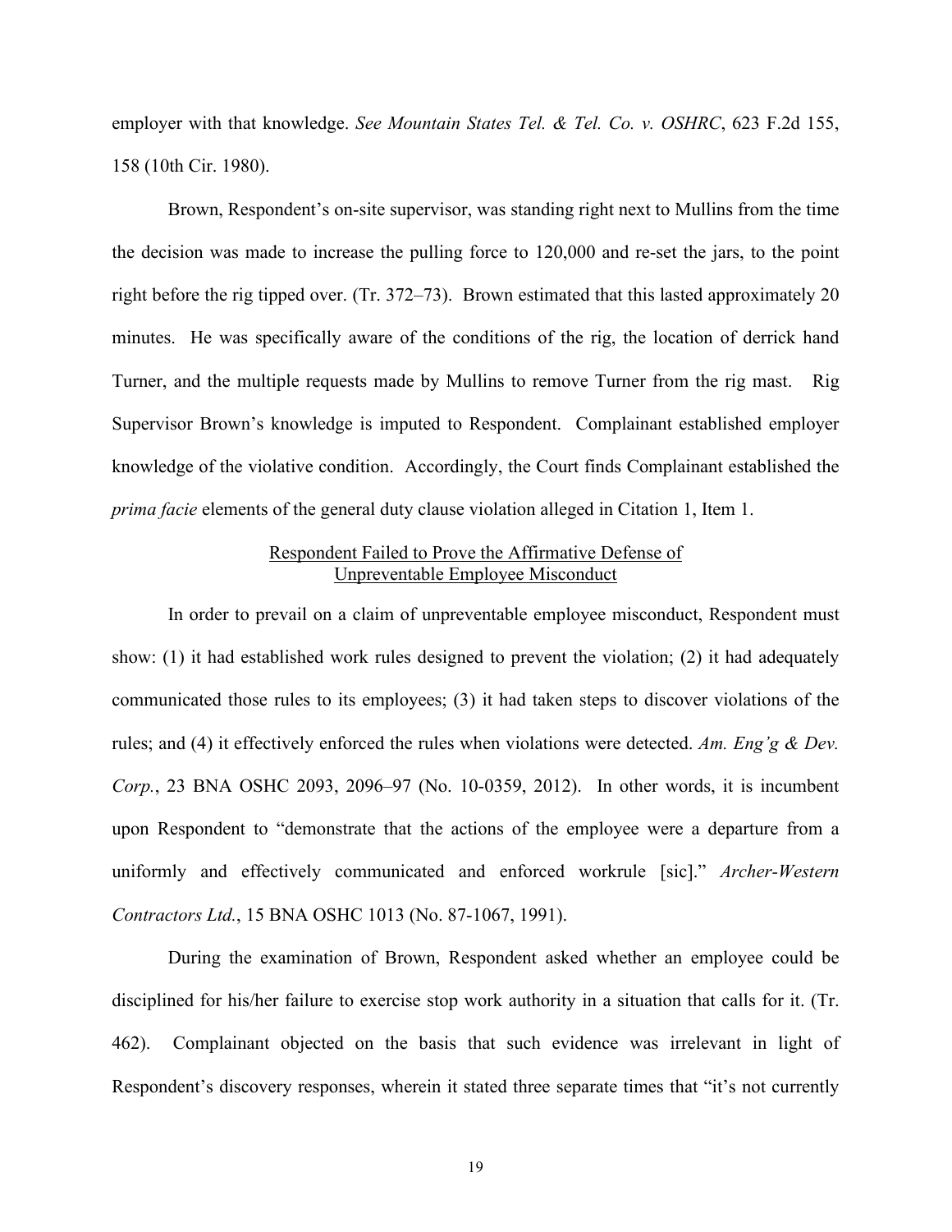employer with that knowledge. *See Mountain States Tel. & Tel. Co. v. OSHRC*, 623 F.2d 155, 158 (10th Cir. 1980).

Brown, Respondent's on-site supervisor, was standing right next to Mullins from the time the decision was made to increase the pulling force to 120,000 and re-set the jars, to the point right before the rig tipped over. (Tr. 372–73). Brown estimated that this lasted approximately 20 minutes. He was specifically aware of the conditions of the rig, the location of derrick hand Turner, and the multiple requests made by Mullins to remove Turner from the rig mast. Rig Supervisor Brown's knowledge is imputed to Respondent. Complainant established employer knowledge of the violative condition. Accordingly, the Court finds Complainant established the *prima facie* elements of the general duty clause violation alleged in Citation 1, Item 1.

<u>Respondent Failed to Prove the Affirmative Defense of Unpreventable Employee Misconduct</u>

In order to prevail on a claim of unpreventable employee misconduct, Respondent must show: (1) it had established work rules designed to prevent the violation; (2) it had adequately communicated those rules to its employees; (3) it had taken steps to discover violations of the rules; and (4) it effectively enforced the rules when violations were detected. *Am. Eng'g & Dev. Corp.*, 23 BNA OSHC 2093, 2096–97 (No. 10-0359, 2012). In other words, it is incumbent upon Respondent to "demonstrate that the actions of the employee were a departure from a uniformly and effectively communicated and enforced workrule [sic]." *Archer-Western Contractors Ltd.*, 15 BNA OSHC 1013 (No. 87-1067, 1991).

During the examination of Brown, Respondent asked whether an employee could be disciplined for his/her failure to exercise stop work authority in a situation that calls for it. (Tr. 462). Complainant objected on the basis that such evidence was irrelevant in light of Respondent's discovery responses, wherein it stated three separate times that "it's not currently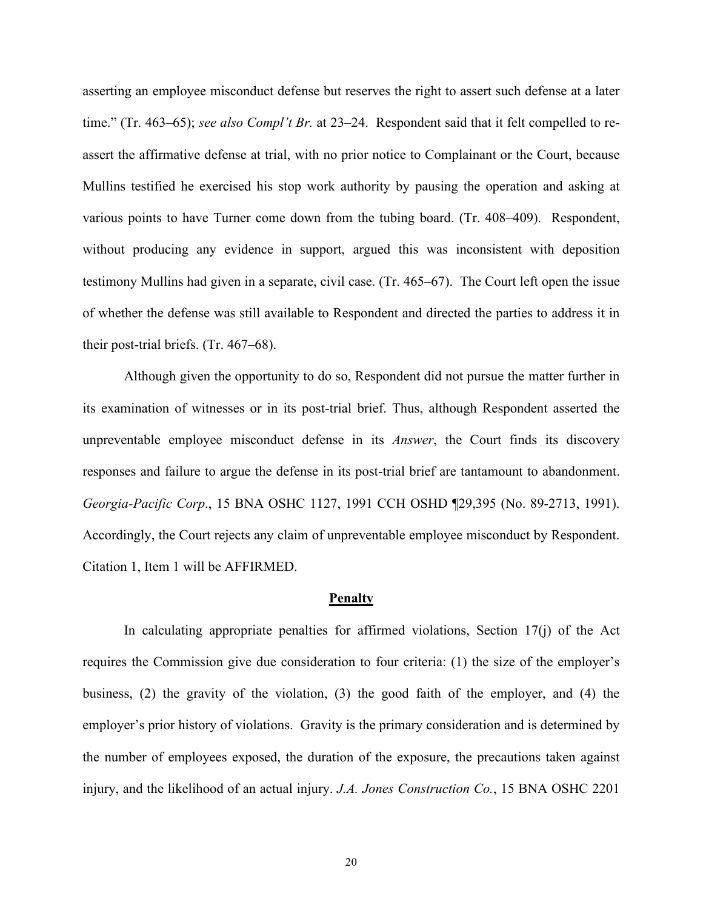asserting an employee misconduct defense but reserves the right to assert such defense at a later time." (Tr. 463–65); *see also Compl't Br.* at 23–24. Respondent said that it felt compelled to re-assert the affirmative defense at trial, with no prior notice to Complainant or the Court, because Mullins testified he exercised his stop work authority by pausing the operation and asking at various points to have Turner come down from the tubing board. (Tr. 408–409). Respondent, without producing any evidence in support, argued this was inconsistent with deposition testimony Mullins had given in a separate, civil case. (Tr. 465–67). The Court left open the issue of whether the defense was still available to Respondent and directed the parties to address it in their post-trial briefs. (Tr. 467–68).

Although given the opportunity to do so, Respondent did not pursue the matter further in its examination of witnesses or in its post-trial brief. Thus, although Respondent asserted the unpreventable employee misconduct defense in its *Answer*, the Court finds its discovery responses and failure to argue the defense in its post-trial brief are tantamount to abandonment. *Georgia-Pacific Corp*., 15 BNA OSHC 1127, 1991 CCH OSHD ¶29,395 (No. 89-2713, 1991). Accordingly, the Court rejects any claim of unpreventable employee misconduct by Respondent. Citation 1, Item 1 will be AFFIRMED.

## Penalty

In calculating appropriate penalties for affirmed violations, Section 17(j) of the Act requires the Commission give due consideration to four criteria: (1) the size of the employer's business, (2) the gravity of the violation, (3) the good faith of the employer, and (4) the employer's prior history of violations. Gravity is the primary consideration and is determined by the number of employees exposed, the duration of the exposure, the precautions taken against injury, and the likelihood of an actual injury. *J.A. Jones Construction Co.*, 15 BNA OSHC 2201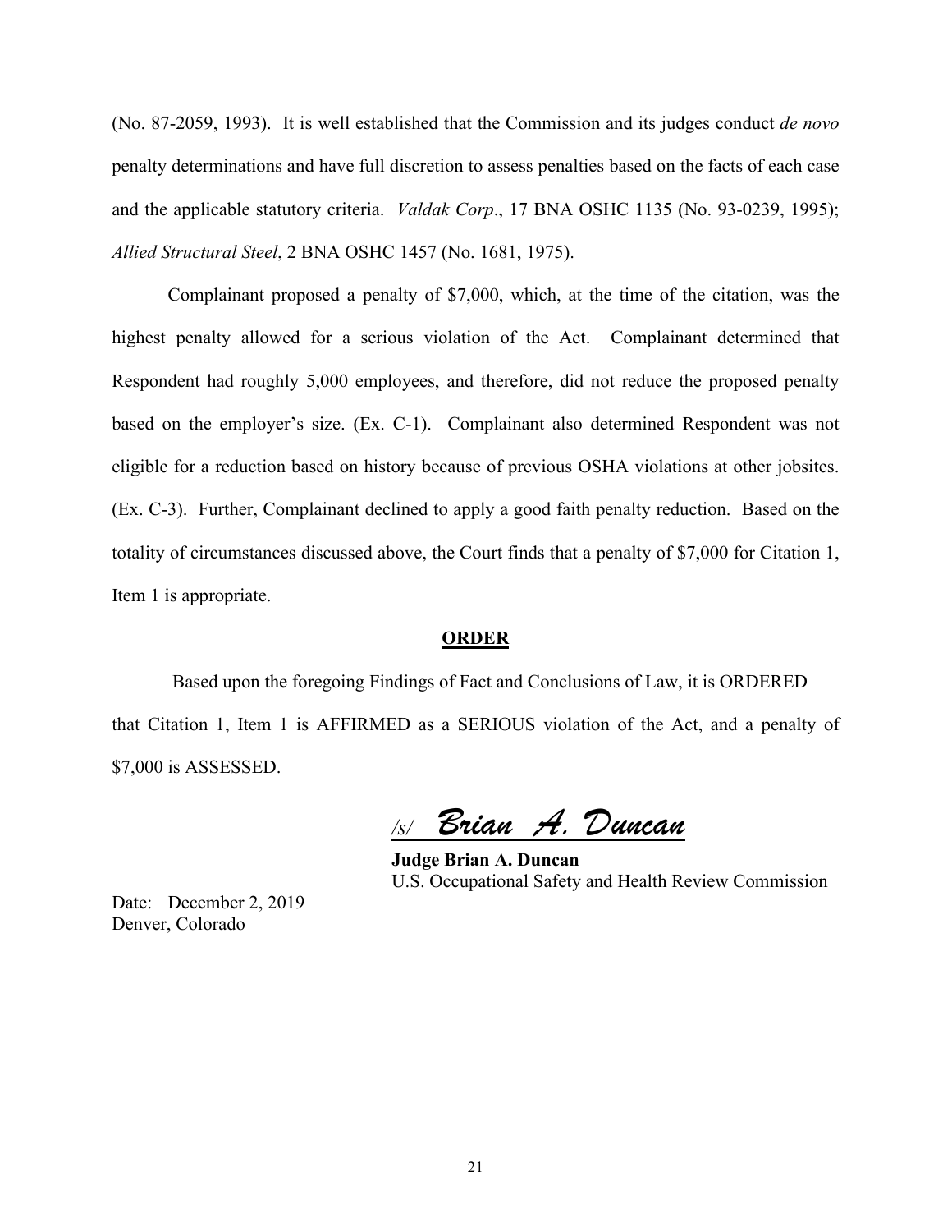(No. 87-2059, 1993). It is well established that the Commission and its judges conduct *de novo* penalty determinations and have full discretion to assess penalties based on the facts of each case and the applicable statutory criteria. *Valdak Corp*., 17 BNA OSHC 1135 (No. 93-0239, 1995); *Allied Structural Steel*, 2 BNA OSHC 1457 (No. 1681, 1975).

Complainant proposed a penalty of $7,000, which, at the time of the citation, was the highest penalty allowed for a serious violation of the Act. Complainant determined that Respondent had roughly 5,000 employees, and therefore, did not reduce the proposed penalty based on the employer's size. (Ex. C-1). Complainant also determined Respondent was not eligible for a reduction based on history because of previous OSHA violations at other jobsites. (Ex. C-3). Further, Complainant declined to apply a good faith penalty reduction. Based on the totality of circumstances discussed above, the Court finds that a penalty of $7,000 for Citation 1, Item 1 is appropriate.

**ORDER**

Based upon the foregoing Findings of Fact and Conclusions of Law, it is ORDERED that Citation 1, Item 1 is AFFIRMED as a SERIOUS violation of the Act, and a penalty of $7,000 is ASSESSED.

/s/ *Brian A. Duncan*

**Judge Brian A. Duncan**
U.S. Occupational Safety and Health Review Commission

Date: December 2, 2019
Denver, Colorado